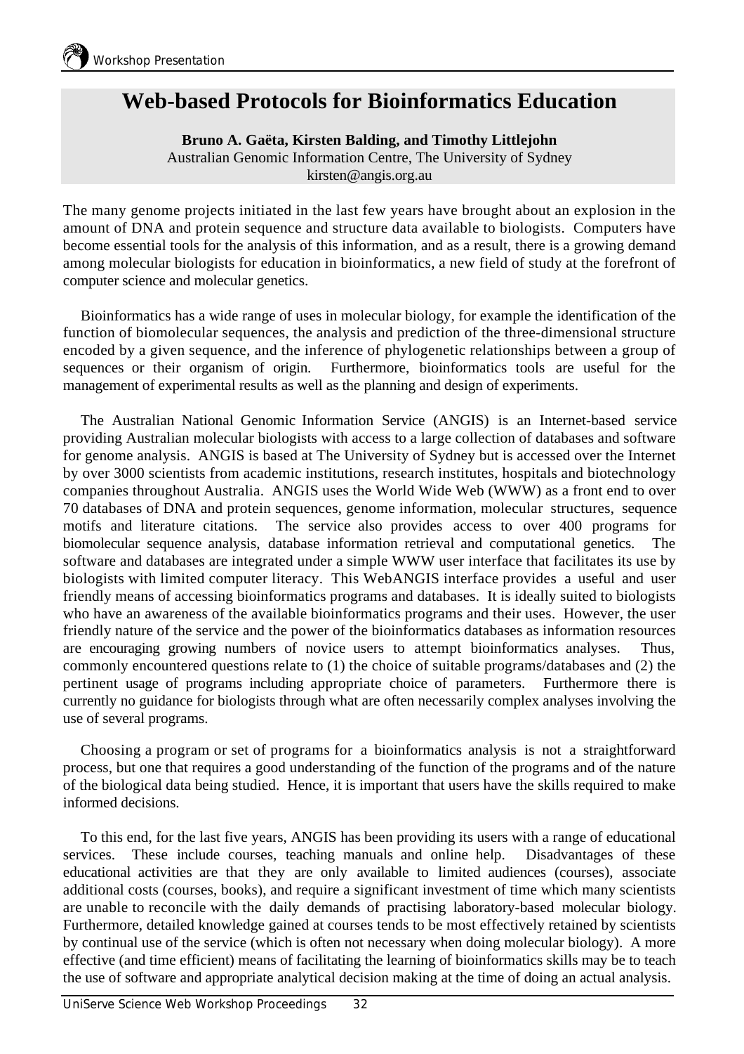# Web-based Protocols for Bioinformatics Education

**Bruno A. Gaëta, Kirsten Balding, and Timothy Littlejohn**
Australian Genomic Information Centre, The University of Sydney
kirsten@angis.org.au

The many genome projects initiated in the last few years have brought about an explosion in the amount of DNA and protein sequence and structure data available to biologists. Computers have become essential tools for the analysis of this information, and as a result, there is a growing demand among molecular biologists for education in bioinformatics, a new field of study at the forefront of computer science and molecular genetics.

Bioinformatics has a wide range of uses in molecular biology, for example the identification of the function of biomolecular sequences, the analysis and prediction of the three-dimensional structure encoded by a given sequence, and the inference of phylogenetic relationships between a group of sequences or their organism of origin. Furthermore, bioinformatics tools are useful for the management of experimental results as well as the planning and design of experiments.

The Australian National Genomic Information Service (ANGIS) is an Internet-based service providing Australian molecular biologists with access to a large collection of databases and software for genome analysis. ANGIS is based at The University of Sydney but is accessed over the Internet by over 3000 scientists from academic institutions, research institutes, hospitals and biotechnology companies throughout Australia. ANGIS uses the World Wide Web (WWW) as a front end to over 70 databases of DNA and protein sequences, genome information, molecular structures, sequence motifs and literature citations. The service also provides access to over 400 programs for biomolecular sequence analysis, database information retrieval and computational genetics. The software and databases are integrated under a simple WWW user interface that facilitates its use by biologists with limited computer literacy. This WebANGIS interface provides a useful and user friendly means of accessing bioinformatics programs and databases. It is ideally suited to biologists who have an awareness of the available bioinformatics programs and their uses. However, the user friendly nature of the service and the power of the bioinformatics databases as information resources are encouraging growing numbers of novice users to attempt bioinformatics analyses. Thus, commonly encountered questions relate to (1) the choice of suitable programs/databases and (2) the pertinent usage of programs including appropriate choice of parameters. Furthermore there is currently no guidance for biologists through what are often necessarily complex analyses involving the use of several programs.

Choosing a program or set of programs for a bioinformatics analysis is not a straightforward process, but one that requires a good understanding of the function of the programs and of the nature of the biological data being studied. Hence, it is important that users have the skills required to make informed decisions.

To this end, for the last five years, ANGIS has been providing its users with a range of educational services. These include courses, teaching manuals and online help. Disadvantages of these educational activities are that they are only available to limited audiences (courses), associate additional costs (courses, books), and require a significant investment of time which many scientists are unable to reconcile with the daily demands of practising laboratory-based molecular biology. Furthermore, detailed knowledge gained at courses tends to be most effectively retained by scientists by continual use of the service (which is often not necessary when doing molecular biology). A more effective (and time efficient) means of facilitating the learning of bioinformatics skills may be to teach the use of software and appropriate analytical decision making at the time of doing an actual analysis.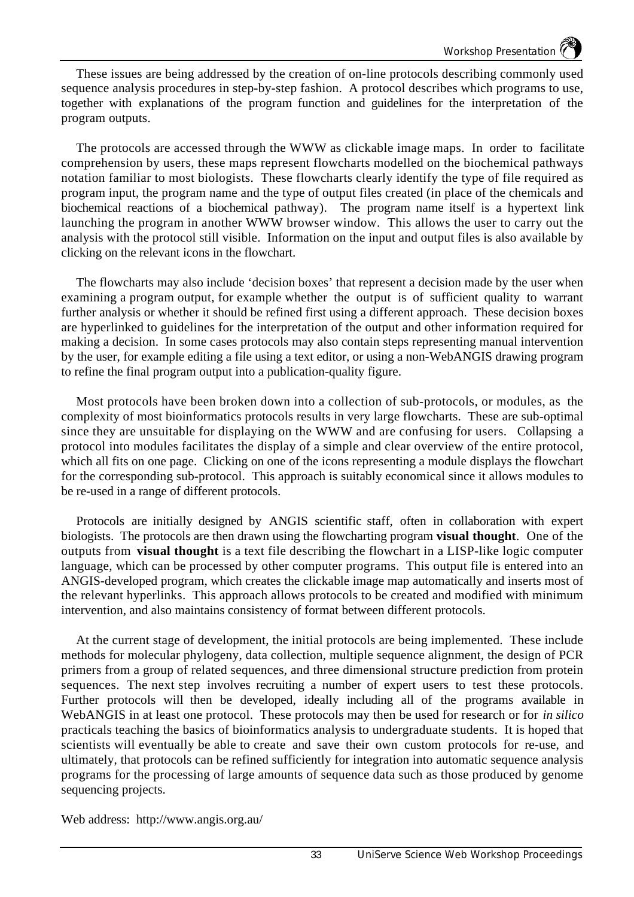These issues are being addressed by the creation of on-line protocols describing commonly used sequence analysis procedures in step-by-step fashion. A protocol describes which programs to use, together with explanations of the program function and guidelines for the interpretation of the program outputs.

The protocols are accessed through the WWW as clickable image maps. In order to facilitate comprehension by users, these maps represent flowcharts modelled on the biochemical pathways notation familiar to most biologists. These flowcharts clearly identify the type of file required as program input, the program name and the type of output files created (in place of the chemicals and biochemical reactions of a biochemical pathway). The program name itself is a hypertext link launching the program in another WWW browser window. This allows the user to carry out the analysis with the protocol still visible. Information on the input and output files is also available by clicking on the relevant icons in the flowchart.

The flowcharts may also include 'decision boxes' that represent a decision made by the user when examining a program output, for example whether the output is of sufficient quality to warrant further analysis or whether it should be refined first using a different approach. These decision boxes are hyperlinked to guidelines for the interpretation of the output and other information required for making a decision. In some cases protocols may also contain steps representing manual intervention by the user, for example editing a file using a text editor, or using a non-WebANGIS drawing program to refine the final program output into a publication-quality figure.

Most protocols have been broken down into a collection of sub-protocols, or modules, as the complexity of most bioinformatics protocols results in very large flowcharts. These are sub-optimal since they are unsuitable for displaying on the WWW and are confusing for users. Collapsing a protocol into modules facilitates the display of a simple and clear overview of the entire protocol, which all fits on one page. Clicking on one of the icons representing a module displays the flowchart for the corresponding sub-protocol. This approach is suitably economical since it allows modules to be re-used in a range of different protocols.

Protocols are initially designed by ANGIS scientific staff, often in collaboration with expert biologists. The protocols are then drawn using the flowcharting program **visual thought**. One of the outputs from **visual thought** is a text file describing the flowchart in a LISP-like logic computer language, which can be processed by other computer programs. This output file is entered into an ANGIS-developed program, which creates the clickable image map automatically and inserts most of the relevant hyperlinks. This approach allows protocols to be created and modified with minimum intervention, and also maintains consistency of format between different protocols.

At the current stage of development, the initial protocols are being implemented. These include methods for molecular phylogeny, data collection, multiple sequence alignment, the design of PCR primers from a group of related sequences, and three dimensional structure prediction from protein sequences. The next step involves recruiting a number of expert users to test these protocols. Further protocols will then be developed, ideally including all of the programs available in WebANGIS in at least one protocol. These protocols may then be used for research or for *in silico* practicals teaching the basics of bioinformatics analysis to undergraduate students. It is hoped that scientists will eventually be able to create and save their own custom protocols for re-use, and ultimately, that protocols can be refined sufficiently for integration into automatic sequence analysis programs for the processing of large amounts of sequence data such as those produced by genome sequencing projects.

Web address: http://www.angis.org.au/